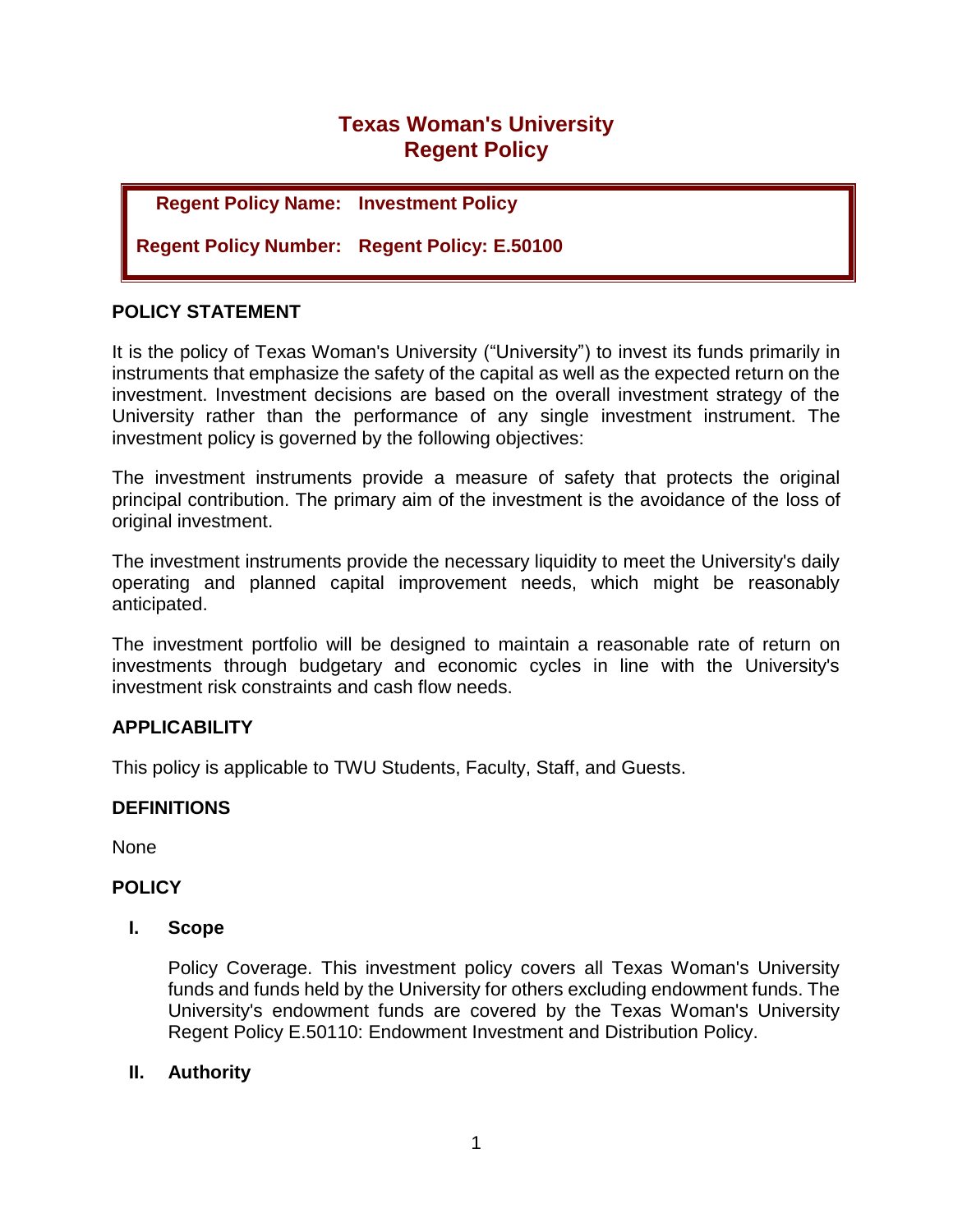# Texas Woman's University
# Regent Policy

**Regent Policy Name:** **Investment Policy**

**Regent Policy Number:** **Regent Policy: E.50100**

## POLICY STATEMENT

It is the policy of Texas Woman's University ("University") to invest its funds primarily in instruments that emphasize the safety of the capital as well as the expected return on the investment. Investment decisions are based on the overall investment strategy of the University rather than the performance of any single investment instrument. The investment policy is governed by the following objectives:

The investment instruments provide a measure of safety that protects the original principal contribution. The primary aim of the investment is the avoidance of the loss of original investment.

The investment instruments provide the necessary liquidity to meet the University's daily operating and planned capital improvement needs, which might be reasonably anticipated.

The investment portfolio will be designed to maintain a reasonable rate of return on investments through budgetary and economic cycles in line with the University's investment risk constraints and cash flow needs.

## APPLICABILITY

This policy is applicable to TWU Students, Faculty, Staff, and Guests.

## DEFINITIONS

None

## POLICY

### I. Scope

Policy Coverage. This investment policy covers all Texas Woman's University funds and funds held by the University for others excluding endowment funds. The University's endowment funds are covered by the Texas Woman's University Regent Policy E.50110: Endowment Investment and Distribution Policy.

### II. Authority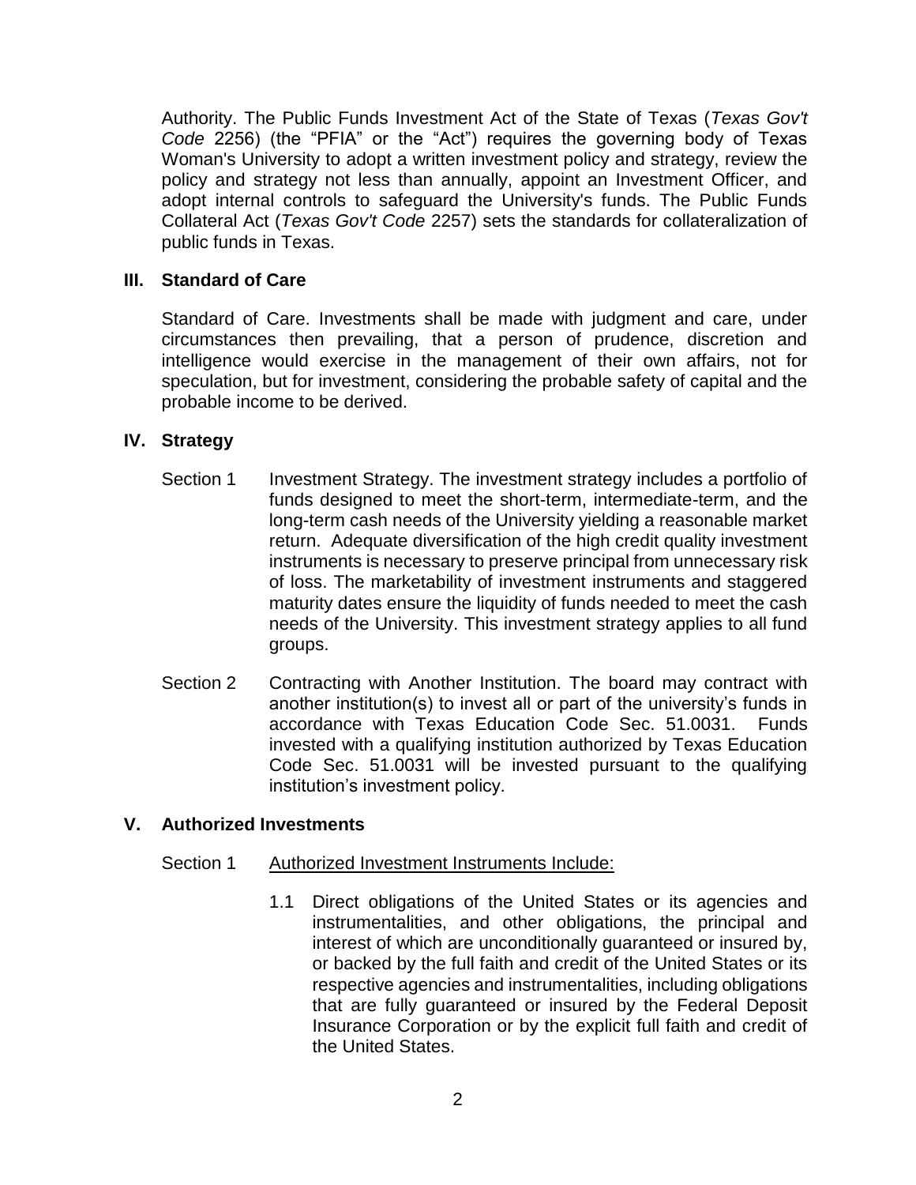Authority. The Public Funds Investment Act of the State of Texas (*Texas Gov't Code* 2256) (the "PFIA" or the "Act") requires the governing body of Texas Woman's University to adopt a written investment policy and strategy, review the policy and strategy not less than annually, appoint an Investment Officer, and adopt internal controls to safeguard the University's funds. The Public Funds Collateral Act (*Texas Gov't Code* 2257) sets the standards for collateralization of public funds in Texas.

## III. Standard of Care

Standard of Care. Investments shall be made with judgment and care, under circumstances then prevailing, that a person of prudence, discretion and intelligence would exercise in the management of their own affairs, not for speculation, but for investment, considering the probable safety of capital and the probable income to be derived.

## IV. Strategy

Section 1 Investment Strategy. The investment strategy includes a portfolio of funds designed to meet the short-term, intermediate-term, and the long-term cash needs of the University yielding a reasonable market return. Adequate diversification of the high credit quality investment instruments is necessary to preserve principal from unnecessary risk of loss. The marketability of investment instruments and staggered maturity dates ensure the liquidity of funds needed to meet the cash needs of the University. This investment strategy applies to all fund groups.

Section 2 Contracting with Another Institution. The board may contract with another institution(s) to invest all or part of the university's funds in accordance with Texas Education Code Sec. 51.0031. Funds invested with a qualifying institution authorized by Texas Education Code Sec. 51.0031 will be invested pursuant to the qualifying institution's investment policy.

## V. Authorized Investments

Section 1 <u>Authorized Investment Instruments Include:</u>

1.1 Direct obligations of the United States or its agencies and instrumentalities, and other obligations, the principal and interest of which are unconditionally guaranteed or insured by, or backed by the full faith and credit of the United States or its respective agencies and instrumentalities, including obligations that are fully guaranteed or insured by the Federal Deposit Insurance Corporation or by the explicit full faith and credit of the United States.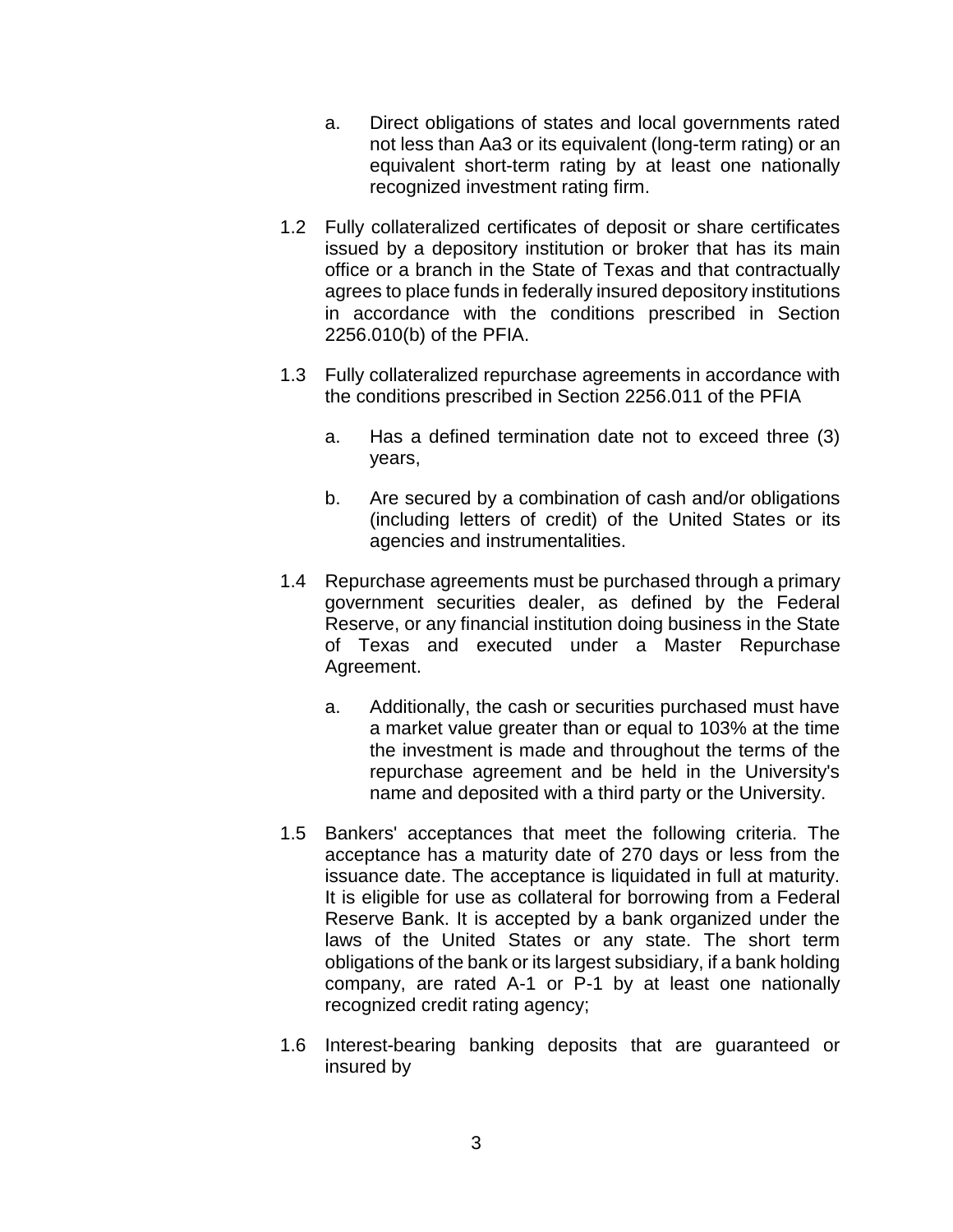a. Direct obligations of states and local governments rated not less than Aa3 or its equivalent (long-term rating) or an equivalent short-term rating by at least one nationally recognized investment rating firm.

1.2 Fully collateralized certificates of deposit or share certificates issued by a depository institution or broker that has its main office or a branch in the State of Texas and that contractually agrees to place funds in federally insured depository institutions in accordance with the conditions prescribed in Section 2256.010(b) of the PFIA.

1.3 Fully collateralized repurchase agreements in accordance with the conditions prescribed in Section 2256.011 of the PFIA

   a. Has a defined termination date not to exceed three (3) years,

   b. Are secured by a combination of cash and/or obligations (including letters of credit) of the United States or its agencies and instrumentalities.

1.4 Repurchase agreements must be purchased through a primary government securities dealer, as defined by the Federal Reserve, or any financial institution doing business in the State of Texas and executed under a Master Repurchase Agreement.

   a. Additionally, the cash or securities purchased must have a market value greater than or equal to 103% at the time the investment is made and throughout the terms of the repurchase agreement and be held in the University's name and deposited with a third party or the University.

1.5 Bankers' acceptances that meet the following criteria. The acceptance has a maturity date of 270 days or less from the issuance date. The acceptance is liquidated in full at maturity. It is eligible for use as collateral for borrowing from a Federal Reserve Bank. It is accepted by a bank organized under the laws of the United States or any state. The short term obligations of the bank or its largest subsidiary, if a bank holding company, are rated A-1 or P-1 by at least one nationally recognized credit rating agency;

1.6 Interest-bearing banking deposits that are guaranteed or insured by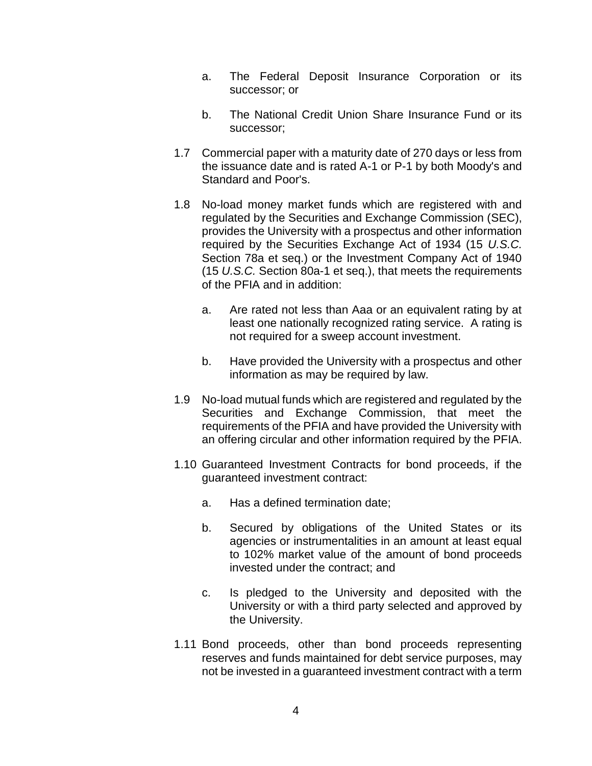a. The Federal Deposit Insurance Corporation or its successor; or

b. The National Credit Union Share Insurance Fund or its successor;

1.7 Commercial paper with a maturity date of 270 days or less from the issuance date and is rated A-1 or P-1 by both Moody's and Standard and Poor's.

1.8 No-load money market funds which are registered with and regulated by the Securities and Exchange Commission (SEC), provides the University with a prospectus and other information required by the Securities Exchange Act of 1934 (15 *U.S.C.* Section 78a et seq.) or the Investment Company Act of 1940 (15 *U.S.C.* Section 80a-1 et seq.), that meets the requirements of the PFIA and in addition:

   a. Are rated not less than Aaa or an equivalent rating by at least one nationally recognized rating service. A rating is not required for a sweep account investment.

   b. Have provided the University with a prospectus and other information as may be required by law.

1.9 No-load mutual funds which are registered and regulated by the Securities and Exchange Commission, that meet the requirements of the PFIA and have provided the University with an offering circular and other information required by the PFIA.

1.10 Guaranteed Investment Contracts for bond proceeds, if the guaranteed investment contract:

   a. Has a defined termination date;

   b. Secured by obligations of the United States or its agencies or instrumentalities in an amount at least equal to 102% market value of the amount of bond proceeds invested under the contract; and

   c. Is pledged to the University and deposited with the University or with a third party selected and approved by the University.

1.11 Bond proceeds, other than bond proceeds representing reserves and funds maintained for debt service purposes, may not be invested in a guaranteed investment contract with a term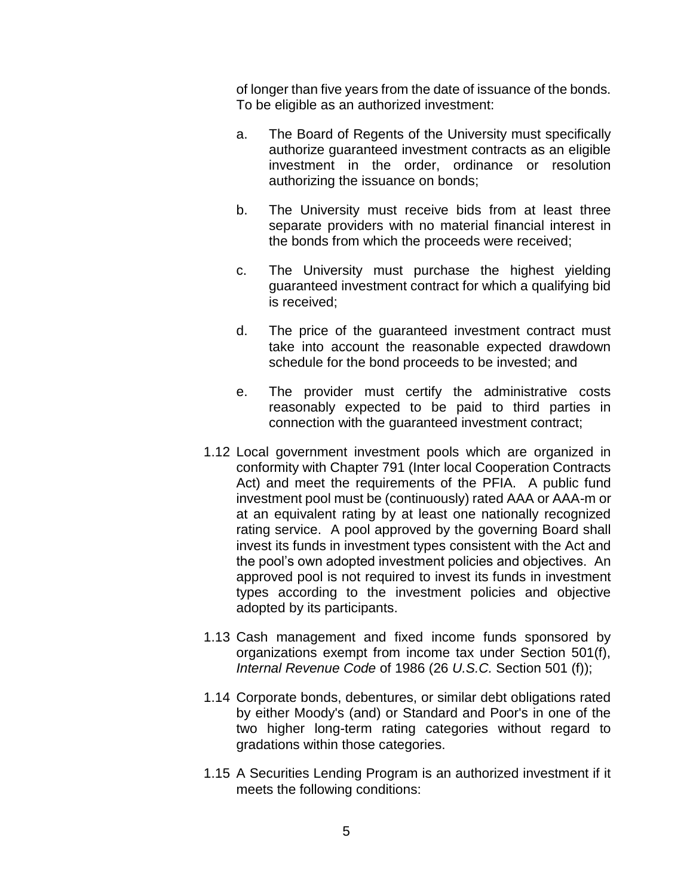of longer than five years from the date of issuance of the bonds. To be eligible as an authorized investment:

a. The Board of Regents of the University must specifically authorize guaranteed investment contracts as an eligible investment in the order, ordinance or resolution authorizing the issuance on bonds;

b. The University must receive bids from at least three separate providers with no material financial interest in the bonds from which the proceeds were received;

c. The University must purchase the highest yielding guaranteed investment contract for which a qualifying bid is received;

d. The price of the guaranteed investment contract must take into account the reasonable expected drawdown schedule for the bond proceeds to be invested; and

e. The provider must certify the administrative costs reasonably expected to be paid to third parties in connection with the guaranteed investment contract;

1.12 Local government investment pools which are organized in conformity with Chapter 791 (Inter local Cooperation Contracts Act) and meet the requirements of the PFIA. A public fund investment pool must be (continuously) rated AAA or AAA-m or at an equivalent rating by at least one nationally recognized rating service. A pool approved by the governing Board shall invest its funds in investment types consistent with the Act and the pool's own adopted investment policies and objectives. An approved pool is not required to invest its funds in investment types according to the investment policies and objective adopted by its participants.

1.13 Cash management and fixed income funds sponsored by organizations exempt from income tax under Section 501(f), *Internal Revenue Code* of 1986 (26 *U.S.C.* Section 501 (f));

1.14 Corporate bonds, debentures, or similar debt obligations rated by either Moody's (and) or Standard and Poor's in one of the two higher long-term rating categories without regard to gradations within those categories.

1.15 A Securities Lending Program is an authorized investment if it meets the following conditions: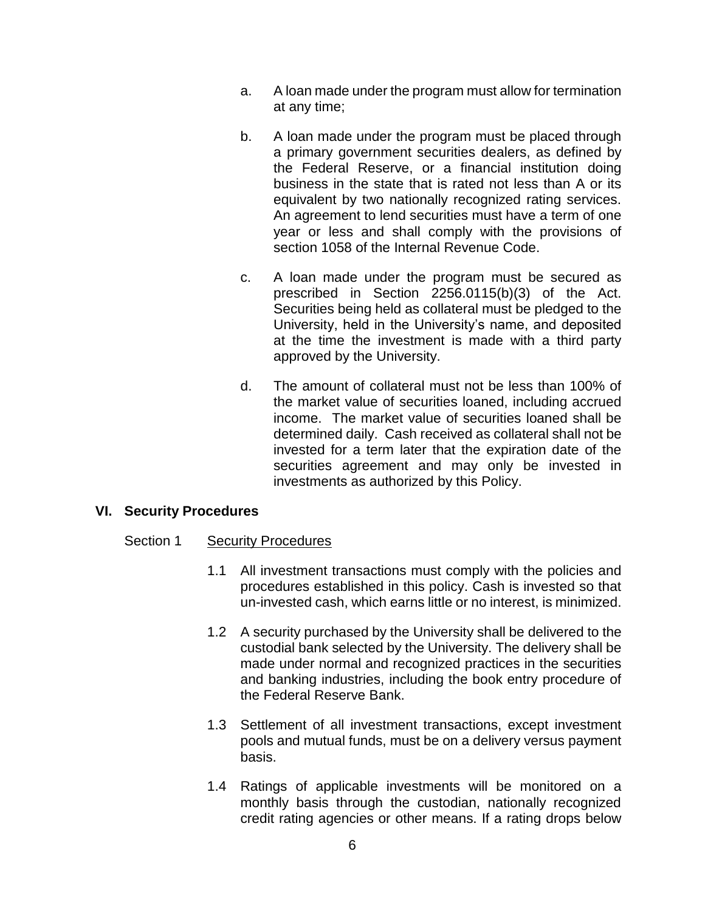a. A loan made under the program must allow for termination at any time;

b. A loan made under the program must be placed through a primary government securities dealers, as defined by the Federal Reserve, or a financial institution doing business in the state that is rated not less than A or its equivalent by two nationally recognized rating services. An agreement to lend securities must have a term of one year or less and shall comply with the provisions of section 1058 of the Internal Revenue Code.

c. A loan made under the program must be secured as prescribed in Section 2256.0115(b)(3) of the Act. Securities being held as collateral must be pledged to the University, held in the University's name, and deposited at the time the investment is made with a third party approved by the University.

d. The amount of collateral must not be less than 100% of the market value of securities loaned, including accrued income. The market value of securities loaned shall be determined daily. Cash received as collateral shall not be invested for a term later that the expiration date of the securities agreement and may only be invested in investments as authorized by this Policy.

## VI. Security Procedures

Section 1 Security Procedures

1.1 All investment transactions must comply with the policies and procedures established in this policy. Cash is invested so that un-invested cash, which earns little or no interest, is minimized.

1.2 A security purchased by the University shall be delivered to the custodial bank selected by the University. The delivery shall be made under normal and recognized practices in the securities and banking industries, including the book entry procedure of the Federal Reserve Bank.

1.3 Settlement of all investment transactions, except investment pools and mutual funds, must be on a delivery versus payment basis.

1.4 Ratings of applicable investments will be monitored on a monthly basis through the custodian, nationally recognized credit rating agencies or other means. If a rating drops below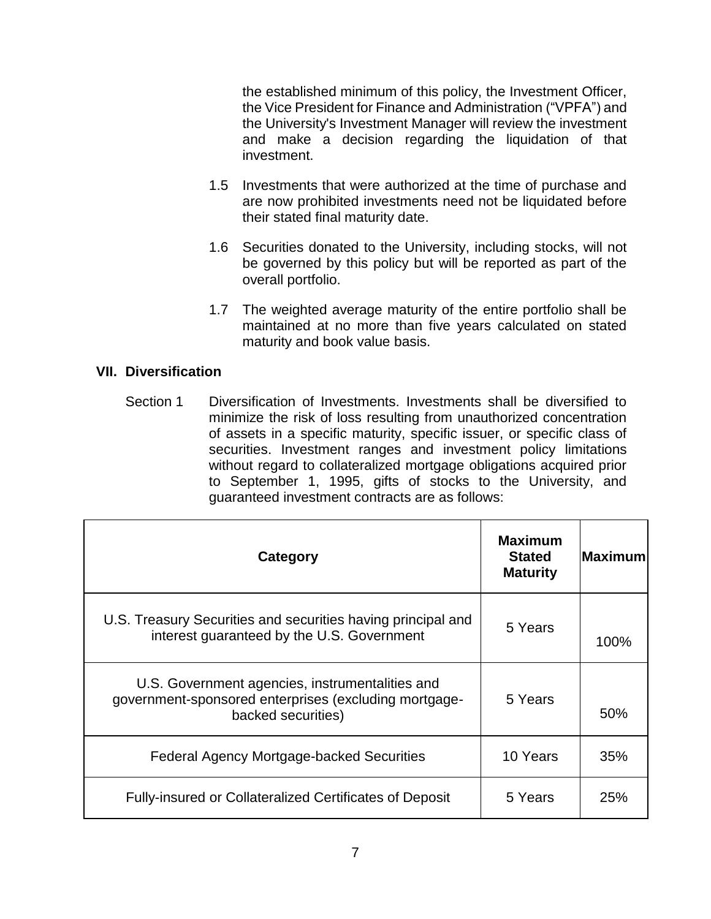the established minimum of this policy, the Investment Officer, the Vice President for Finance and Administration ("VPFA") and the University's Investment Manager will review the investment and make a decision regarding the liquidation of that investment.

1.5 Investments that were authorized at the time of purchase and are now prohibited investments need not be liquidated before their stated final maturity date.

1.6 Securities donated to the University, including stocks, will not be governed by this policy but will be reported as part of the overall portfolio.

1.7 The weighted average maturity of the entire portfolio shall be maintained at no more than five years calculated on stated maturity and book value basis.

## VII. Diversification

Section 1 Diversification of Investments. Investments shall be diversified to minimize the risk of loss resulting from unauthorized concentration of assets in a specific maturity, specific issuer, or specific class of securities. Investment ranges and investment policy limitations without regard to collateralized mortgage obligations acquired prior to September 1, 1995, gifts of stocks to the University, and guaranteed investment contracts are as follows:

| Category | Maximum Stated Maturity | Maximum |
|---|---|---|
| U.S. Treasury Securities and securities having principal and interest guaranteed by the U.S. Government | 5 Years | 100% |
| U.S. Government agencies, instrumentalities and government-sponsored enterprises (excluding mortgage-backed securities) | 5 Years | 50% |
| Federal Agency Mortgage-backed Securities | 10 Years | 35% |
| Fully-insured or Collateralized Certificates of Deposit | 5 Years | 25% |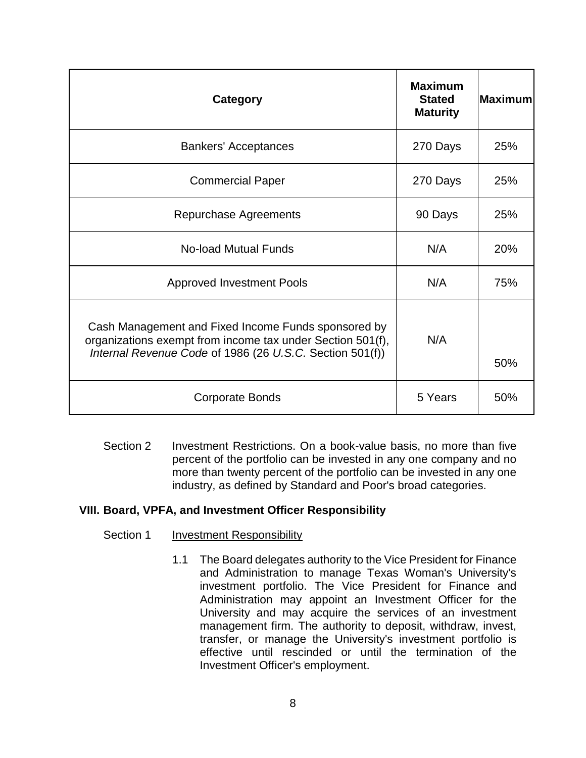| Category | Maximum Stated Maturity | Maximum |
|---|---|---|
| Bankers' Acceptances | 270 Days | 25% |
| Commercial Paper | 270 Days | 25% |
| Repurchase Agreements | 90 Days | 25% |
| No-load Mutual Funds | N/A | 20% |
| Approved Investment Pools | N/A | 75% |
| Cash Management and Fixed Income Funds sponsored by organizations exempt from income tax under Section 501(f), *Internal Revenue Code* of 1986 (26 *U.S.C.* Section 501(f)) | N/A | 50% |
| Corporate Bonds | 5 Years | 50% |

Section 2 Investment Restrictions. On a book-value basis, no more than five percent of the portfolio can be invested in any one company and no more than twenty percent of the portfolio can be invested in any one industry, as defined by Standard and Poor's broad categories.

## VIII. Board, VPFA, and Investment Officer Responsibility

Section 1 Investment Responsibility

1.1 The Board delegates authority to the Vice President for Finance and Administration to manage Texas Woman's University's investment portfolio. The Vice President for Finance and Administration may appoint an Investment Officer for the University and may acquire the services of an investment management firm. The authority to deposit, withdraw, invest, transfer, or manage the University's investment portfolio is effective until rescinded or until the termination of the Investment Officer's employment.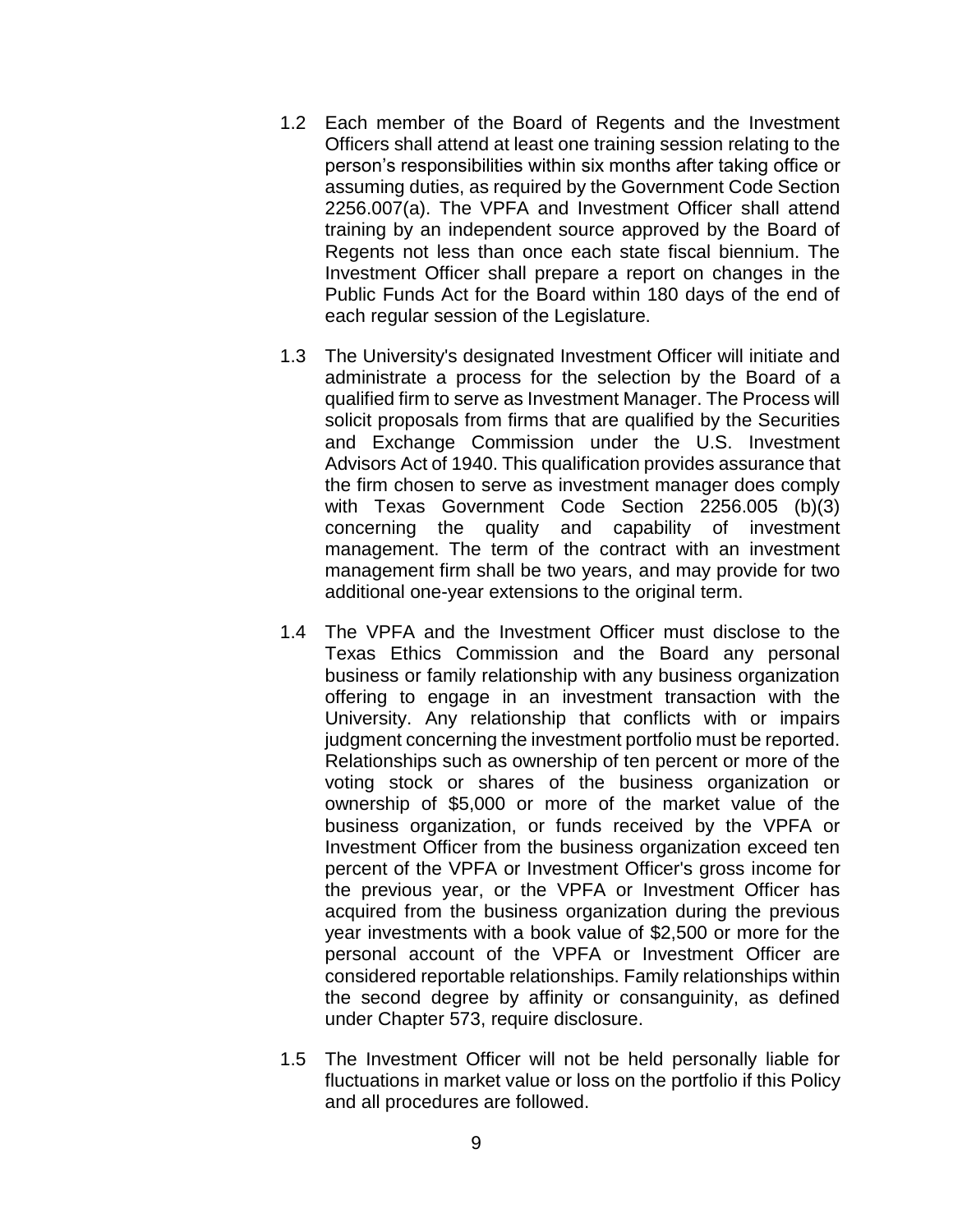1.2 Each member of the Board of Regents and the Investment Officers shall attend at least one training session relating to the person's responsibilities within six months after taking office or assuming duties, as required by the Government Code Section 2256.007(a). The VPFA and Investment Officer shall attend training by an independent source approved by the Board of Regents not less than once each state fiscal biennium. The Investment Officer shall prepare a report on changes in the Public Funds Act for the Board within 180 days of the end of each regular session of the Legislature.

1.3 The University's designated Investment Officer will initiate and administrate a process for the selection by the Board of a qualified firm to serve as Investment Manager. The Process will solicit proposals from firms that are qualified by the Securities and Exchange Commission under the U.S. Investment Advisors Act of 1940. This qualification provides assurance that the firm chosen to serve as investment manager does comply with Texas Government Code Section 2256.005 (b)(3) concerning the quality and capability of investment management. The term of the contract with an investment management firm shall be two years, and may provide for two additional one-year extensions to the original term.

1.4 The VPFA and the Investment Officer must disclose to the Texas Ethics Commission and the Board any personal business or family relationship with any business organization offering to engage in an investment transaction with the University. Any relationship that conflicts with or impairs judgment concerning the investment portfolio must be reported. Relationships such as ownership of ten percent or more of the voting stock or shares of the business organization or ownership of $5,000 or more of the market value of the business organization, or funds received by the VPFA or Investment Officer from the business organization exceed ten percent of the VPFA or Investment Officer's gross income for the previous year, or the VPFA or Investment Officer has acquired from the business organization during the previous year investments with a book value of $2,500 or more for the personal account of the VPFA or Investment Officer are considered reportable relationships. Family relationships within the second degree by affinity or consanguinity, as defined under Chapter 573, require disclosure.

1.5 The Investment Officer will not be held personally liable for fluctuations in market value or loss on the portfolio if this Policy and all procedures are followed.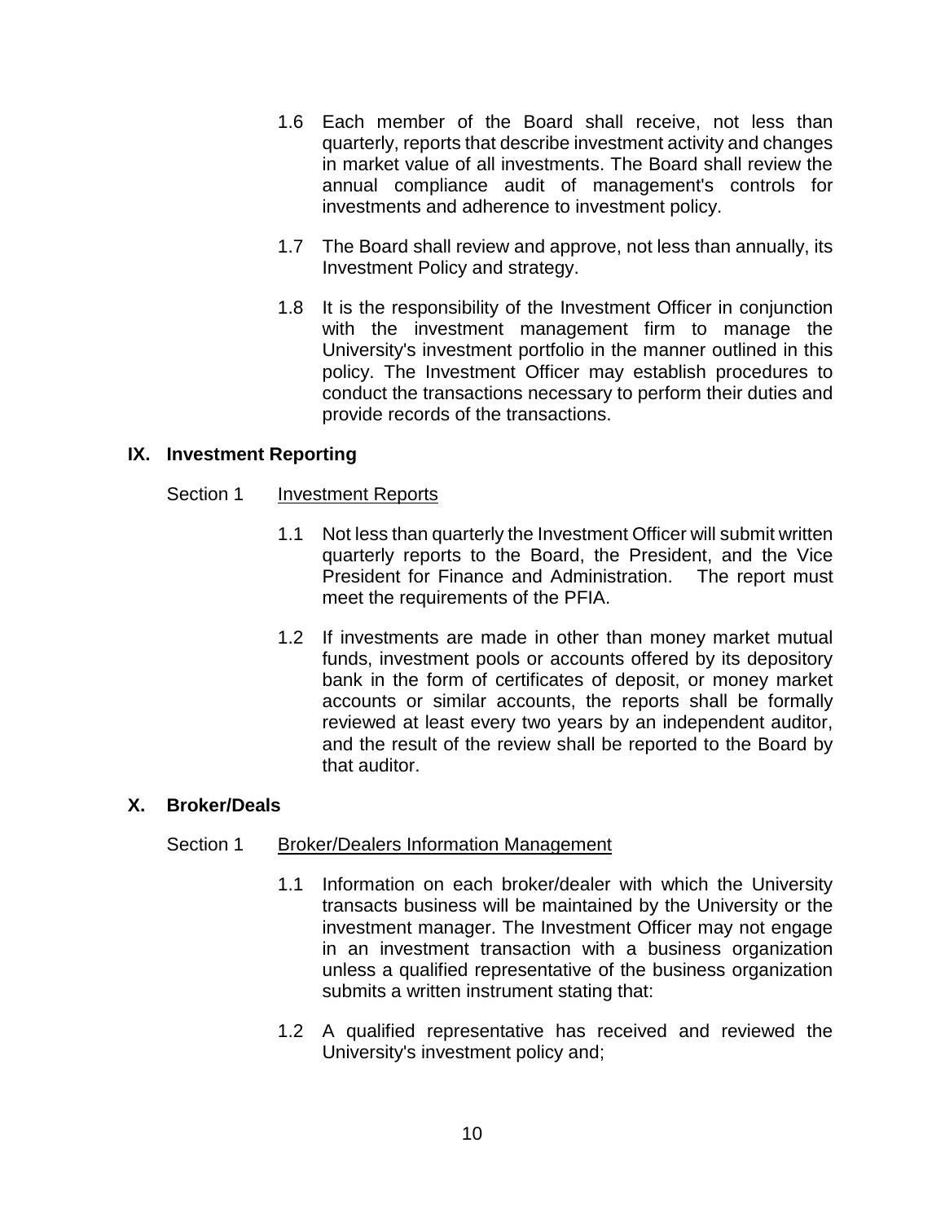1.6 Each member of the Board shall receive, not less than quarterly, reports that describe investment activity and changes in market value of all investments. The Board shall review the annual compliance audit of management's controls for investments and adherence to investment policy.

1.7 The Board shall review and approve, not less than annually, its Investment Policy and strategy.

1.8 It is the responsibility of the Investment Officer in conjunction with the investment management firm to manage the University's investment portfolio in the manner outlined in this policy. The Investment Officer may establish procedures to conduct the transactions necessary to perform their duties and provide records of the transactions.

## IX. Investment Reporting

Section 1 Investment Reports

1.1 Not less than quarterly the Investment Officer will submit written quarterly reports to the Board, the President, and the Vice President for Finance and Administration. The report must meet the requirements of the PFIA.

1.2 If investments are made in other than money market mutual funds, investment pools or accounts offered by its depository bank in the form of certificates of deposit, or money market accounts or similar accounts, the reports shall be formally reviewed at least every two years by an independent auditor, and the result of the review shall be reported to the Board by that auditor.

## X. Broker/Deals

Section 1 Broker/Dealers Information Management

1.1 Information on each broker/dealer with which the University transacts business will be maintained by the University or the investment manager. The Investment Officer may not engage in an investment transaction with a business organization unless a qualified representative of the business organization submits a written instrument stating that:

1.2 A qualified representative has received and reviewed the University's investment policy and;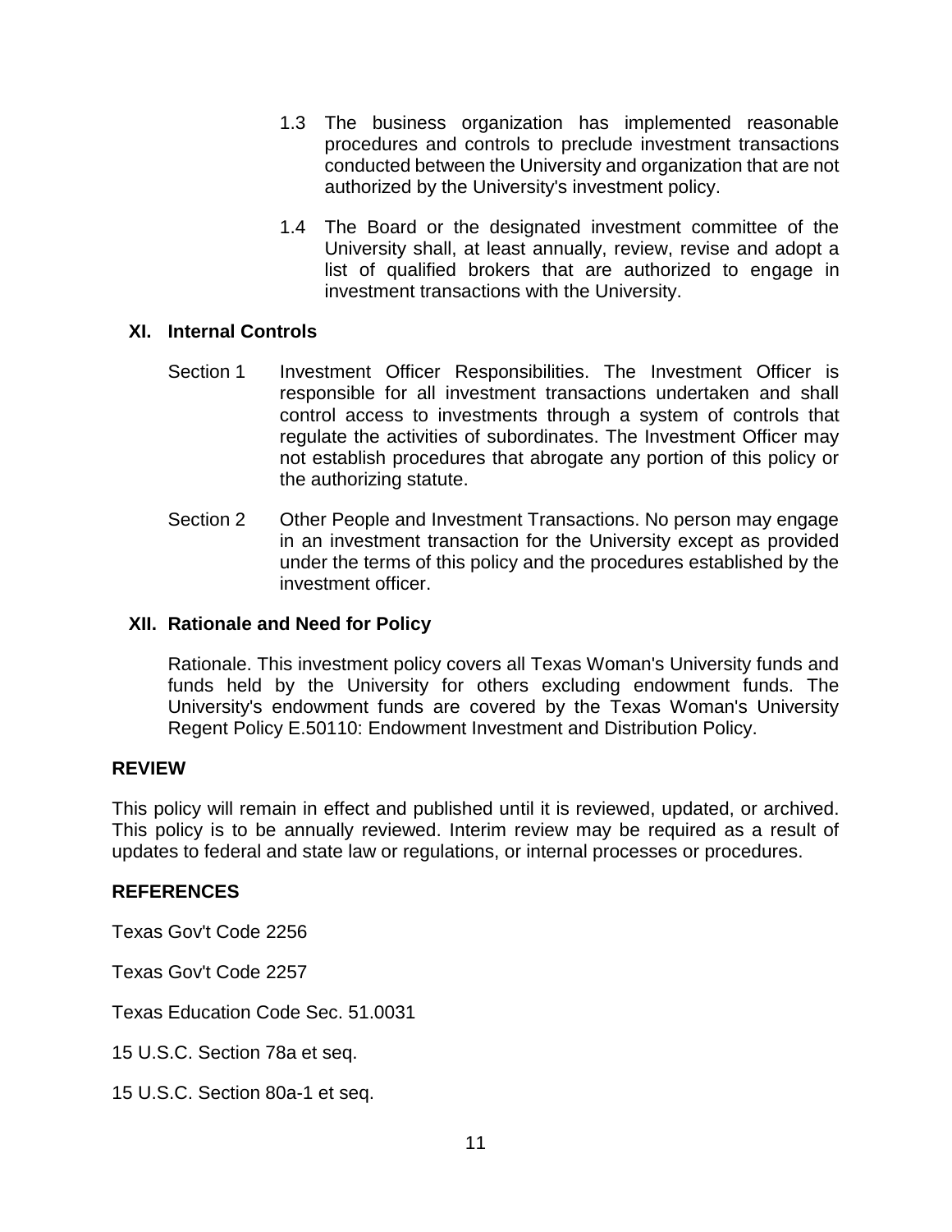1.3 The business organization has implemented reasonable procedures and controls to preclude investment transactions conducted between the University and organization that are not authorized by the University's investment policy.

1.4 The Board or the designated investment committee of the University shall, at least annually, review, revise and adopt a list of qualified brokers that are authorized to engage in investment transactions with the University.

### XI. Internal Controls

Section 1 Investment Officer Responsibilities. The Investment Officer is responsible for all investment transactions undertaken and shall control access to investments through a system of controls that regulate the activities of subordinates. The Investment Officer may not establish procedures that abrogate any portion of this policy or the authorizing statute.

Section 2 Other People and Investment Transactions. No person may engage in an investment transaction for the University except as provided under the terms of this policy and the procedures established by the investment officer.

### XII. Rationale and Need for Policy

Rationale. This investment policy covers all Texas Woman's University funds and funds held by the University for others excluding endowment funds. The University's endowment funds are covered by the Texas Woman's University Regent Policy E.50110: Endowment Investment and Distribution Policy.

## REVIEW

This policy will remain in effect and published until it is reviewed, updated, or archived. This policy is to be annually reviewed. Interim review may be required as a result of updates to federal and state law or regulations, or internal processes or procedures.

## REFERENCES

Texas Gov't Code 2256

Texas Gov't Code 2257

Texas Education Code Sec. 51.0031

15 U.S.C. Section 78a et seq.

15 U.S.C. Section 80a-1 et seq.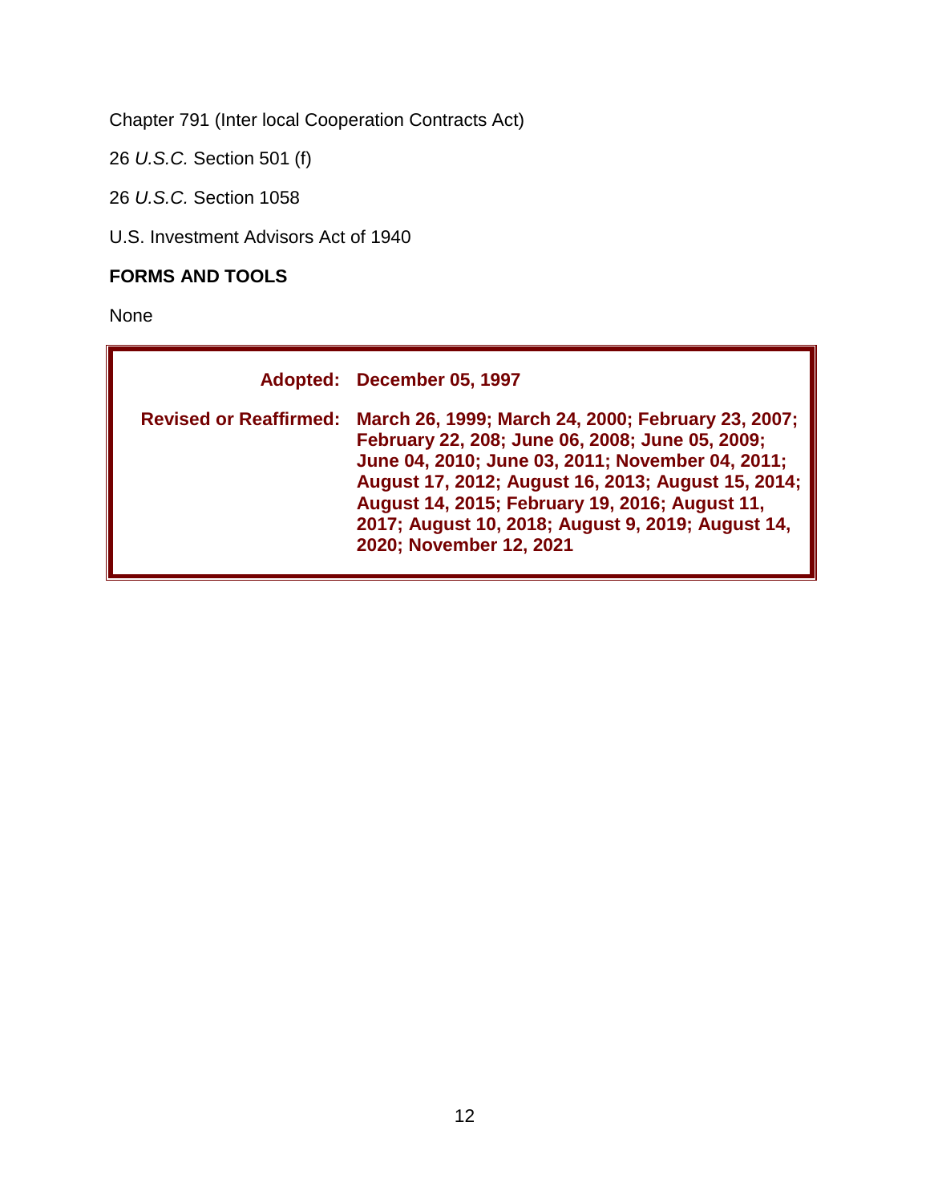Chapter 791 (Inter local Cooperation Contracts Act)

26 *U.S.C.* Section 501 (f)

26 *U.S.C.* Section 1058

U.S. Investment Advisors Act of 1940

**FORMS AND TOOLS**

None

| | |
|---|---|
| **Adopted:** | **December 05, 1997** |
| **Revised or Reaffirmed:** | **March 26, 1999; March 24, 2000; February 23, 2007; February 22, 208; June 06, 2008; June 05, 2009; June 04, 2010; June 03, 2011; November 04, 2011; August 17, 2012; August 16, 2013; August 15, 2014; August 14, 2015; February 19, 2016; August 11, 2017; August 10, 2018; August 9, 2019; August 14, 2020; November 12, 2021** |